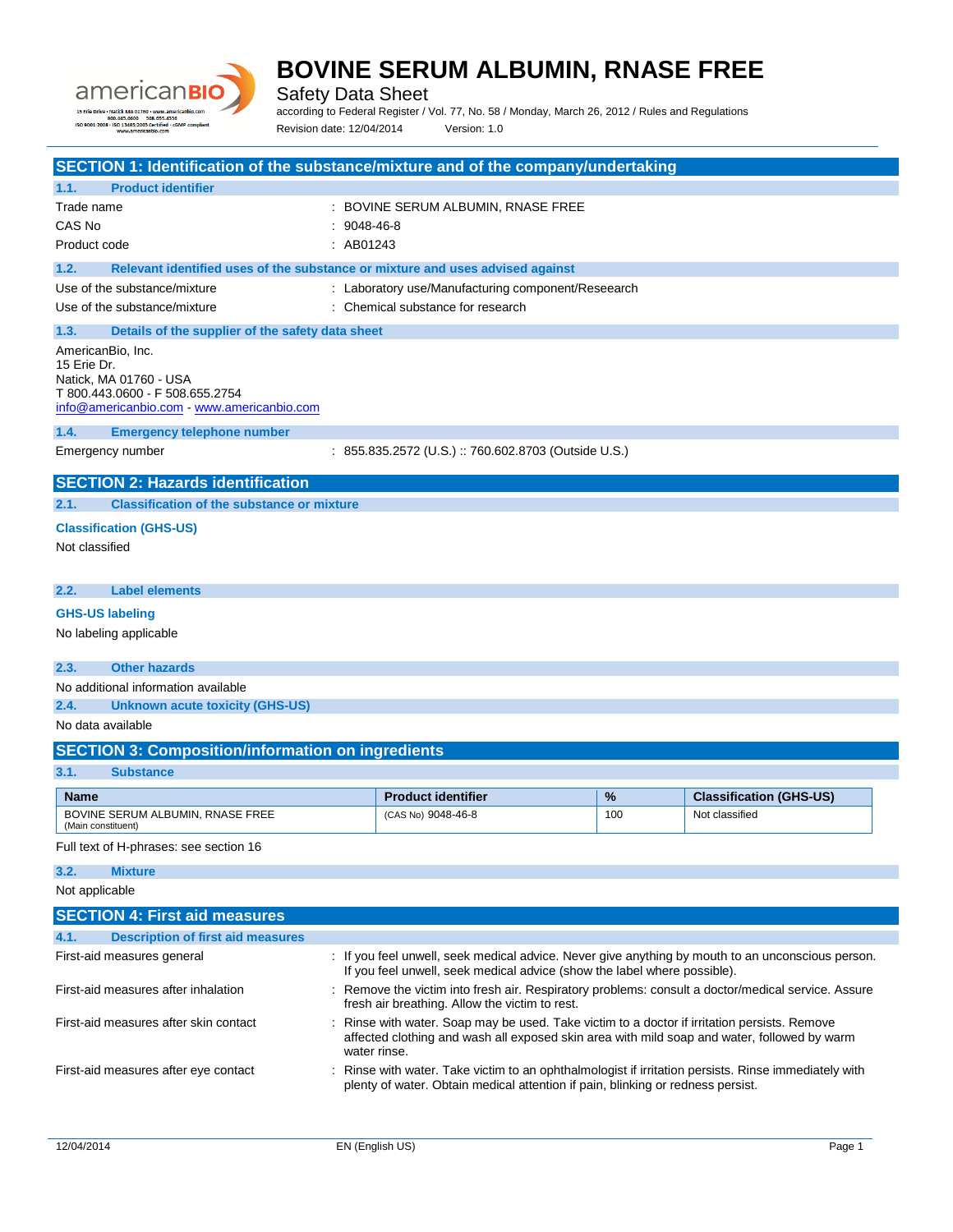# BOVINE SERUM ALBUMIN, RNASE FREE

Safety Data Sheet

according to Federal Register / Vol. 77, No. 58 / Monday, March 26, 2012 / Rules and Regulations

Revision date: 12/04/2014 Version: 1.0

## SECTION 1: Identification of the substance/mixture and of the company/undertaking

### 1.1. Product identifier

Trade name : BOVINE SERUM ALBUMIN, RNASE FREE

CAS No : 9048-46-8

Product code : AB01243

### 1.2. Relevant identified uses of the substance or mixture and uses advised against

Use of the substance/mixture : Laboratory use/Manufacturing component/Reseearch

Use of the substance/mixture : Chemical substance for research

### 1.3. Details of the supplier of the safety data sheet

AmericanBio, Inc.
15 Erie Dr.
Natick, MA 01760 - USA
T 800.443.0600 - F 508.655.2754
info@americanbio.com - www.americanbio.com

### 1.4. Emergency telephone number

Emergency number : 855.835.2572 (U.S.) :: 760.602.8703 (Outside U.S.)

## SECTION 2: Hazards identification

### 2.1. Classification of the substance or mixture

**Classification (GHS-US)**

Not classified

### 2.2. Label elements

**GHS-US labeling**

No labeling applicable

### 2.3. Other hazards

No additional information available

### 2.4. Unknown acute toxicity (GHS-US)

No data available

## SECTION 3: Composition/information on ingredients

### 3.1. Substance

| Name | Product identifier | % | Classification (GHS-US) |
|---|---|---|---|
| BOVINE SERUM ALBUMIN, RNASE FREE (Main constituent) | (CAS No) 9048-46-8 | 100 | Not classified |

Full text of H-phrases: see section 16

### 3.2. Mixture

Not applicable

## SECTION 4: First aid measures

### 4.1. Description of first aid measures

First-aid measures general : If you feel unwell, seek medical advice. Never give anything by mouth to an unconscious person. If you feel unwell, seek medical advice (show the label where possible).

First-aid measures after inhalation : Remove the victim into fresh air. Respiratory problems: consult a doctor/medical service. Assure fresh air breathing. Allow the victim to rest.

First-aid measures after skin contact : Rinse with water. Soap may be used. Take victim to a doctor if irritation persists. Remove affected clothing and wash all exposed skin area with mild soap and water, followed by warm water rinse.

First-aid measures after eye contact : Rinse with water. Take victim to an ophthalmologist if irritation persists. Rinse immediately with plenty of water. Obtain medical attention if pain, blinking or redness persist.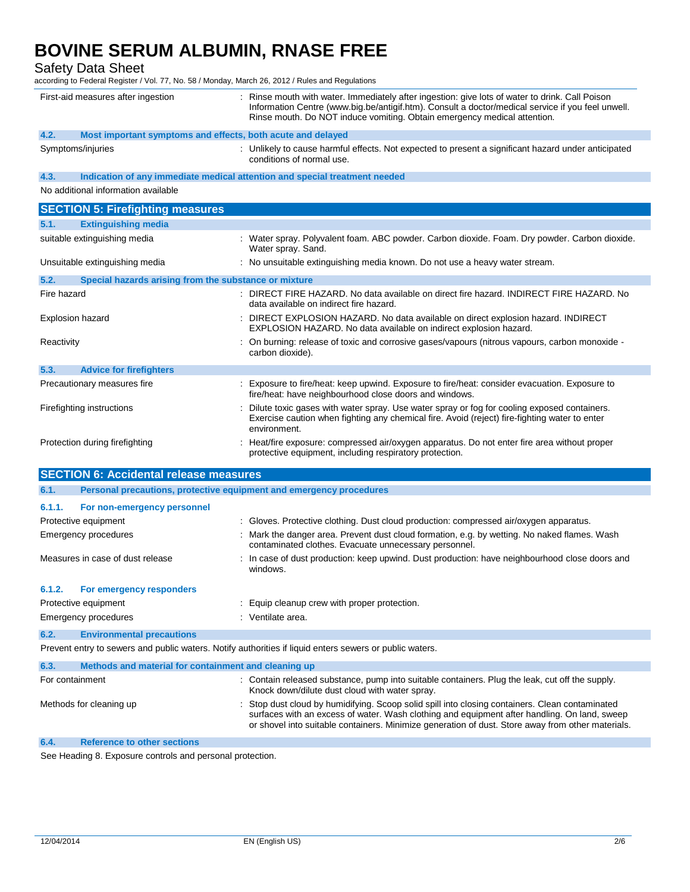| | |
|---|---|
| First-aid measures after ingestion | : Rinse mouth with water. Immediately after ingestion: give lots of water to drink. Call Poison Information Centre (www.big.be/antigif.htm). Consult a doctor/medical service if you feel unwell. Rinse mouth. Do NOT induce vomiting. Obtain emergency medical attention. |

### 4.2. Most important symptoms and effects, both acute and delayed

| | |
|---|---|
| Symptoms/injuries | : Unlikely to cause harmful effects. Not expected to present a significant hazard under anticipated conditions of normal use. |

### 4.3. Indication of any immediate medical attention and special treatment needed

No additional information available

## SECTION 5: Firefighting measures

### 5.1. Extinguishing media

| | |
|---|---|
| suitable extinguishing media | : Water spray. Polyvalent foam. ABC powder. Carbon dioxide. Foam. Dry powder. Carbon dioxide. Water spray. Sand. |
| Unsuitable extinguishing media | : No unsuitable extinguishing media known. Do not use a heavy water stream. |

### 5.2. Special hazards arising from the substance or mixture

| | |
|---|---|
| Fire hazard | : DIRECT FIRE HAZARD. No data available on direct fire hazard. INDIRECT FIRE HAZARD. No data available on indirect fire hazard. |
| Explosion hazard | : DIRECT EXPLOSION HAZARD. No data available on direct explosion hazard. INDIRECT EXPLOSION HAZARD. No data available on indirect explosion hazard. |
| Reactivity | : On burning: release of toxic and corrosive gases/vapours (nitrous vapours, carbon monoxide - carbon dioxide). |

### 5.3. Advice for firefighters

| | |
|---|---|
| Precautionary measures fire | : Exposure to fire/heat: keep upwind. Exposure to fire/heat: consider evacuation. Exposure to fire/heat: have neighbourhood close doors and windows. |
| Firefighting instructions | : Dilute toxic gases with water spray. Use water spray or fog for cooling exposed containers. Exercise caution when fighting any chemical fire. Avoid (reject) fire-fighting water to enter environment. |
| Protection during firefighting | : Heat/fire exposure: compressed air/oxygen apparatus. Do not enter fire area without proper protective equipment, including respiratory protection. |

## SECTION 6: Accidental release measures

### 6.1. Personal precautions, protective equipment and emergency procedures

#### 6.1.1. For non-emergency personnel

| | |
|---|---|
| Protective equipment | : Gloves. Protective clothing. Dust cloud production: compressed air/oxygen apparatus. |
| Emergency procedures | : Mark the danger area. Prevent dust cloud formation, e.g. by wetting. No naked flames. Wash contaminated clothes. Evacuate unnecessary personnel. |
| Measures in case of dust release | : In case of dust production: keep upwind. Dust production: have neighbourhood close doors and windows. |

#### 6.1.2. For emergency responders

| | |
|---|---|
| Protective equipment | : Equip cleanup crew with proper protection. |
| Emergency procedures | : Ventilate area. |

### 6.2. Environmental precautions

Prevent entry to sewers and public waters. Notify authorities if liquid enters sewers or public waters.

### 6.3. Methods and material for containment and cleaning up

| | |
|---|---|
| For containment | : Contain released substance, pump into suitable containers. Plug the leak, cut off the supply. Knock down/dilute dust cloud with water spray. |
| Methods for cleaning up | : Stop dust cloud by humidifying. Scoop solid spill into closing containers. Clean contaminated surfaces with an excess of water. Wash clothing and equipment after handling. On land, sweep or shovel into suitable containers. Minimize generation of dust. Store away from other materials. |

### 6.4. Reference to other sections

See Heading 8. Exposure controls and personal protection.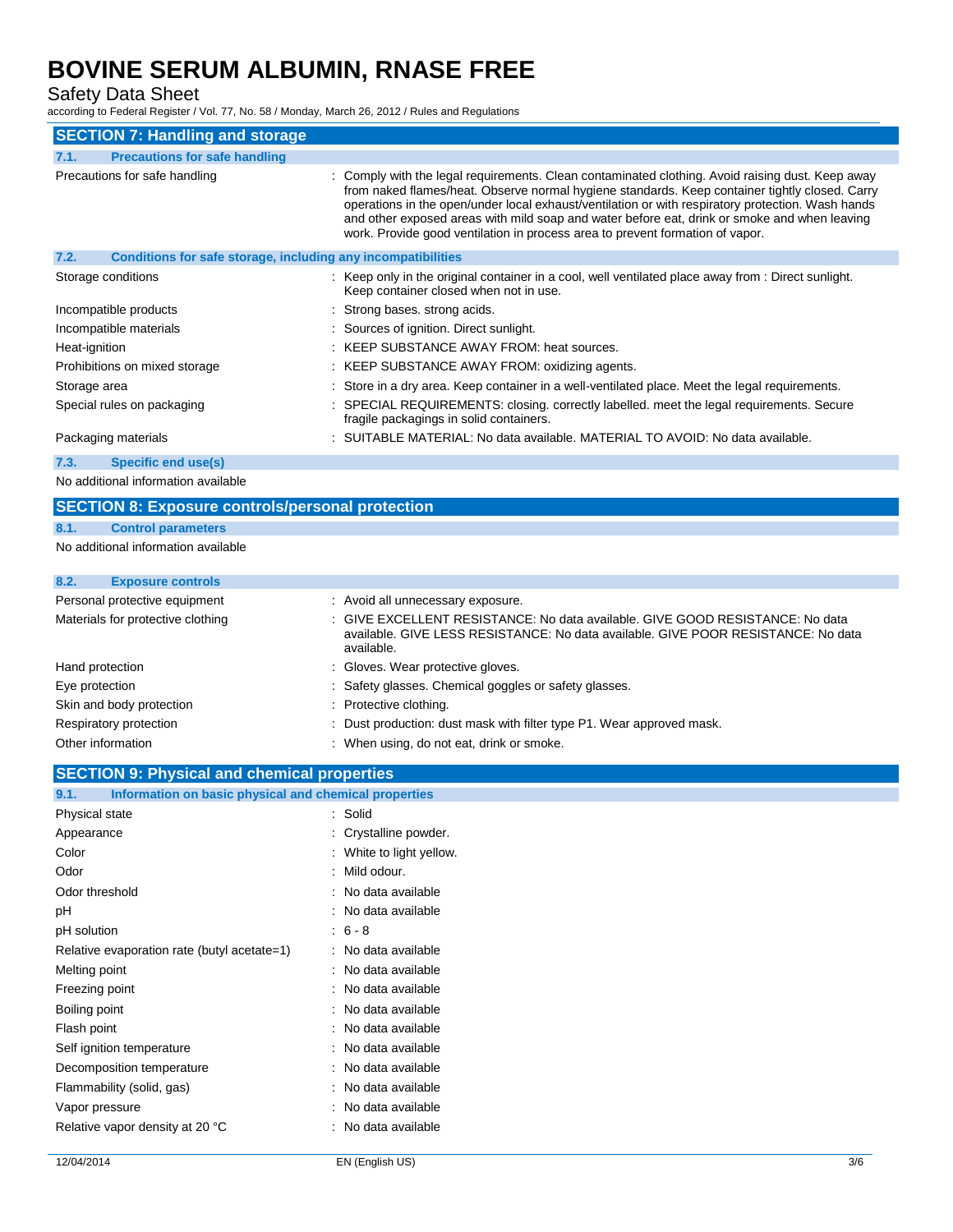## SECTION 7: Handling and storage

### 7.1. Precautions for safe handling

| | |
|---|---|
| Precautions for safe handling | : Comply with the legal requirements. Clean contaminated clothing. Avoid raising dust. Keep away from naked flames/heat. Observe normal hygiene standards. Keep container tightly closed. Carry operations in the open/under local exhaust/ventilation or with respiratory protection. Wash hands and other exposed areas with mild soap and water before eat, drink or smoke and when leaving work. Provide good ventilation in process area to prevent formation of vapor. |

### 7.2. Conditions for safe storage, including any incompatibilities

| | |
|---|---|
| Storage conditions | : Keep only in the original container in a cool, well ventilated place away from : Direct sunlight. Keep container closed when not in use. |
| Incompatible products | : Strong bases. strong acids. |
| Incompatible materials | : Sources of ignition. Direct sunlight. |
| Heat-ignition | : KEEP SUBSTANCE AWAY FROM: heat sources. |
| Prohibitions on mixed storage | : KEEP SUBSTANCE AWAY FROM: oxidizing agents. |
| Storage area | : Store in a dry area. Keep container in a well-ventilated place. Meet the legal requirements. |
| Special rules on packaging | : SPECIAL REQUIREMENTS: closing. correctly labelled. meet the legal requirements. Secure fragile packagings in solid containers. |
| Packaging materials | : SUITABLE MATERIAL: No data available. MATERIAL TO AVOID: No data available. |

### 7.3. Specific end use(s)

No additional information available

## SECTION 8: Exposure controls/personal protection

### 8.1. Control parameters

No additional information available

### 8.2. Exposure controls

| | |
|---|---|
| Personal protective equipment | : Avoid all unnecessary exposure. |
| Materials for protective clothing | : GIVE EXCELLENT RESISTANCE: No data available. GIVE GOOD RESISTANCE: No data available. GIVE LESS RESISTANCE: No data available. GIVE POOR RESISTANCE: No data available. |
| Hand protection | : Gloves. Wear protective gloves. |
| Eye protection | : Safety glasses. Chemical goggles or safety glasses. |
| Skin and body protection | : Protective clothing. |
| Respiratory protection | : Dust production: dust mask with filter type P1. Wear approved mask. |
| Other information | : When using, do not eat, drink or smoke. |

## SECTION 9: Physical and chemical properties

### 9.1. Information on basic physical and chemical properties

| | |
|---|---|
| Physical state | : Solid |
| Appearance | : Crystalline powder. |
| Color | : White to light yellow. |
| Odor | : Mild odour. |
| Odor threshold | : No data available |
| pH | : No data available |
| pH solution | : 6 - 8 |
| Relative evaporation rate (butyl acetate=1) | : No data available |
| Melting point | : No data available |
| Freezing point | : No data available |
| Boiling point | : No data available |
| Flash point | : No data available |
| Self ignition temperature | : No data available |
| Decomposition temperature | : No data available |
| Flammability (solid, gas) | : No data available |
| Vapor pressure | : No data available |
| Relative vapor density at 20 °C | : No data available |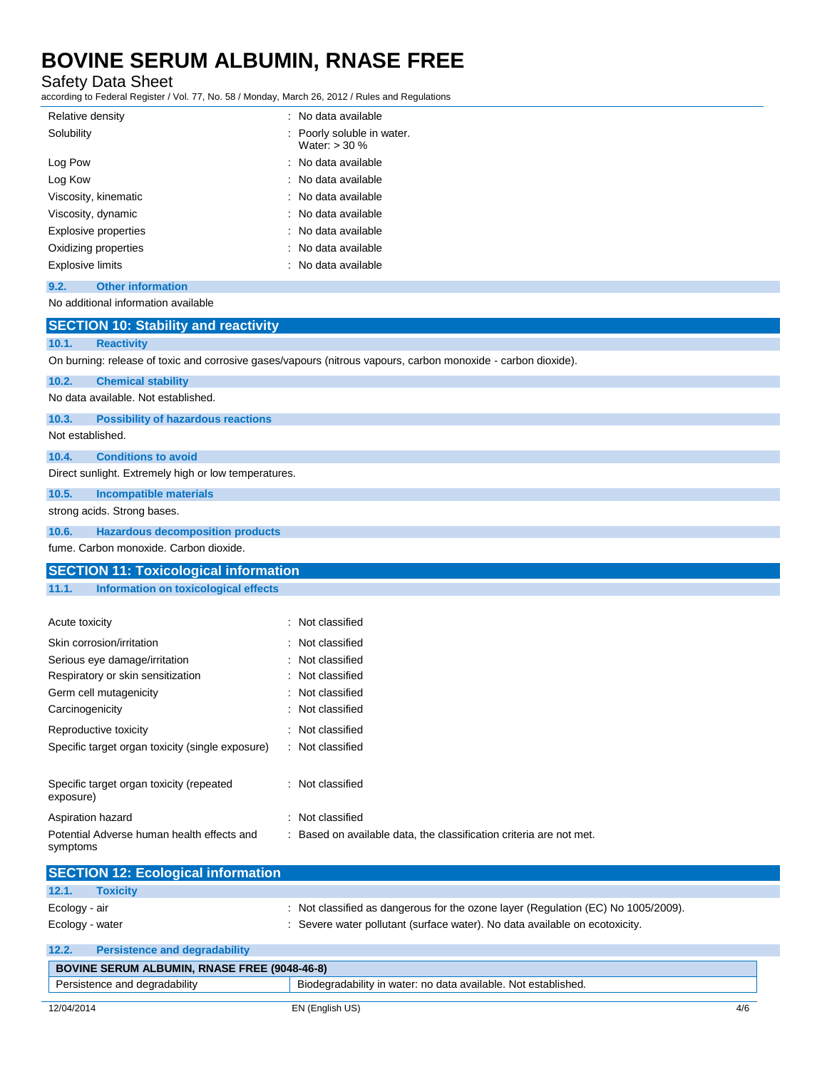| Property | Value |
|---|---|
| Relative density | : No data available |
| Solubility | : Poorly soluble in water. Water: > 30 % |
| Log Pow | : No data available |
| Log Kow | : No data available |
| Viscosity, kinematic | : No data available |
| Viscosity, dynamic | : No data available |
| Explosive properties | : No data available |
| Oxidizing properties | : No data available |
| Explosive limits | : No data available |

### 9.2. Other information

No additional information available

## SECTION 10: Stability and reactivity

### 10.1. Reactivity

On burning: release of toxic and corrosive gases/vapours (nitrous vapours, carbon monoxide - carbon dioxide).

### 10.2. Chemical stability

No data available. Not established.

### 10.3. Possibility of hazardous reactions

Not established.

### 10.4. Conditions to avoid

Direct sunlight. Extremely high or low temperatures.

### 10.5. Incompatible materials

strong acids. Strong bases.

### 10.6. Hazardous decomposition products

fume. Carbon monoxide. Carbon dioxide.

## SECTION 11: Toxicological information

### 11.1. Information on toxicological effects

| Effect | Classification |
|---|---|
| Acute toxicity | : Not classified |
| Skin corrosion/irritation | : Not classified |
| Serious eye damage/irritation | : Not classified |
| Respiratory or skin sensitization | : Not classified |
| Germ cell mutagenicity | : Not classified |
| Carcinogenicity | : Not classified |
| Reproductive toxicity | : Not classified |
| Specific target organ toxicity (single exposure) | : Not classified |
| Specific target organ toxicity (repeated exposure) | : Not classified |
| Aspiration hazard | : Not classified |
| Potential Adverse human health effects and symptoms | : Based on available data, the classification criteria are not met. |

## SECTION 12: Ecological information

### 12.1. Toxicity

| | |
|---|---|
| Ecology - air | : Not classified as dangerous for the ozone layer (Regulation (EC) No 1005/2009). |
| Ecology - water | : Severe water pollutant (surface water). No data available on ecotoxicity. |

### 12.2. Persistence and degradability

| BOVINE SERUM ALBUMIN, RNASE FREE (9048-46-8) | |
|---|---|
| Persistence and degradability | Biodegradability in water: no data available. Not established. |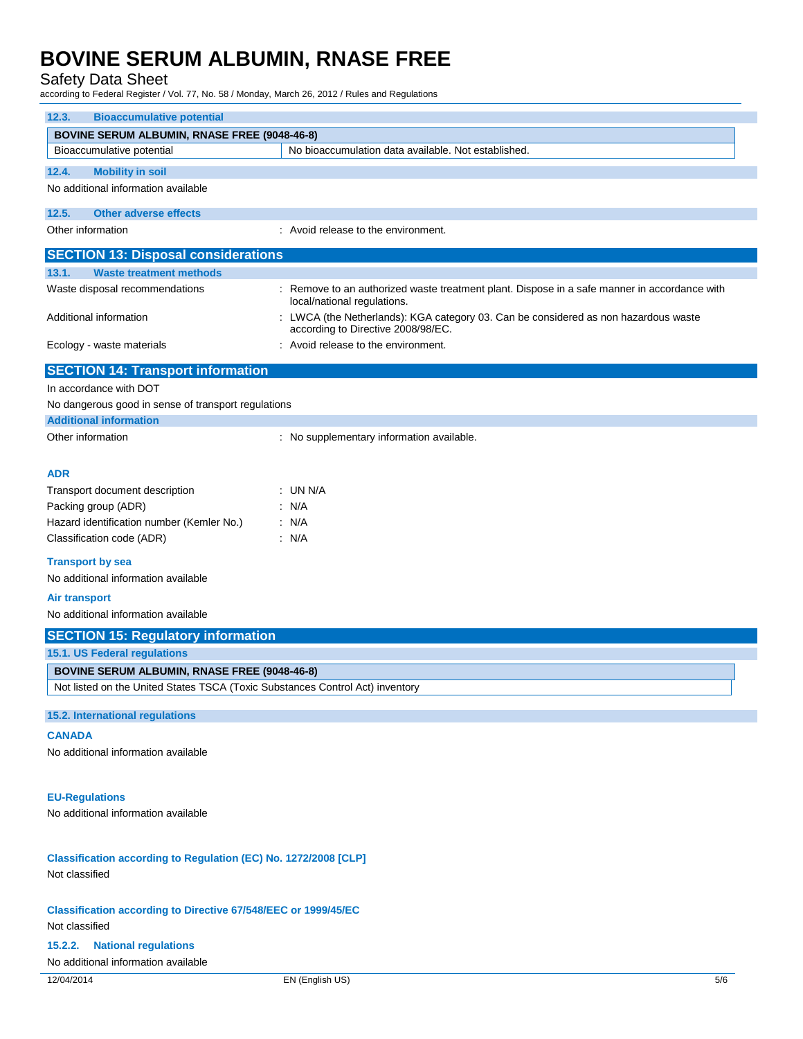### 12.3. Bioaccumulative potential

| BOVINE SERUM ALBUMIN, RNASE FREE (9048-46-8) | |
|---|---|
| Bioaccumulative potential | No bioaccumulation data available. Not established. |

### 12.4. Mobility in soil

No additional information available

### 12.5. Other adverse effects

Other information : Avoid release to the environment.

## SECTION 13: Disposal considerations

### 13.1. Waste treatment methods

Waste disposal recommendations : Remove to an authorized waste treatment plant. Dispose in a safe manner in accordance with local/national regulations.

Additional information : LWCA (the Netherlands): KGA category 03. Can be considered as non hazardous waste according to Directive 2008/98/EC.

Ecology - waste materials : Avoid release to the environment.

## SECTION 14: Transport information

In accordance with DOT

No dangerous good in sense of transport regulations

### Additional information

Other information : No supplementary information available.

### ADR

Transport document description : UN N/A

Packing group (ADR) : N/A

Hazard identification number (Kemler No.) : N/A

Classification code (ADR) : N/A

### Transport by sea

No additional information available

### Air transport

No additional information available

## SECTION 15: Regulatory information

### 15.1. US Federal regulations

| BOVINE SERUM ALBUMIN, RNASE FREE (9048-46-8) |
|---|
| Not listed on the United States TSCA (Toxic Substances Control Act) inventory |

### 15.2. International regulations

**CANADA**

No additional information available

**EU-Regulations**

No additional information available

**Classification according to Regulation (EC) No. 1272/2008 [CLP]**

Not classified

**Classification according to Directive 67/548/EEC or 1999/45/EC**

Not classified

### 15.2.2. National regulations

No additional information available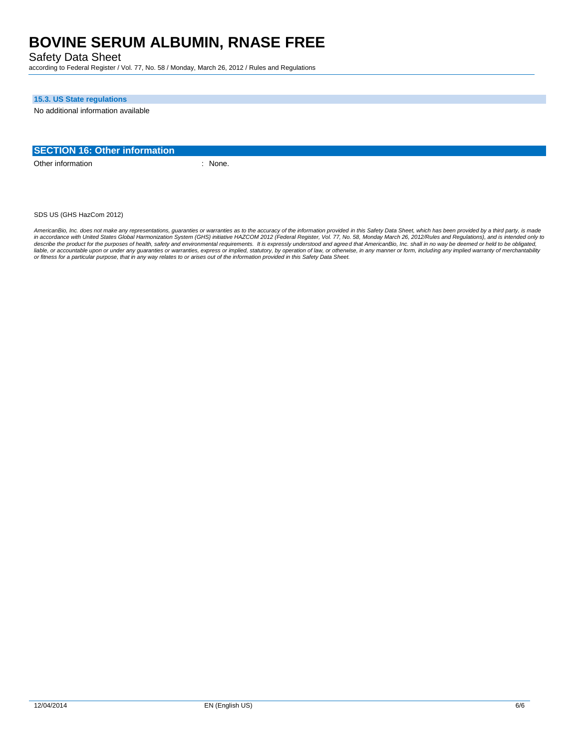### 15.3. US State regulations

No additional information available

## SECTION 16: Other information

Other information : None.

SDS US (GHS HazCom 2012)

*AmericanBio, Inc. does not make any representations, guaranties or warranties as to the accuracy of the information provided in this Safety Data Sheet, which has been provided by a third party, is made in accordance with United States Global Harmonization System (GHS) initiative HAZCOM 2012 (Federal Register, Vol. 77, No. 58, Monday March 26, 2012/Rules and Regulations), and is intended only to describe the product for the purposes of health, safety and environmental requirements. It is expressly understood and agreed that AmericanBio, Inc. shall in no way be deemed or held to be obligated, liable, or accountable upon or under any guaranties or warranties, express or implied, statutory, by operation of law, or otherwise, in any manner or form, including any implied warranty of merchantability or fitness for a particular purpose, that in any way relates to or arises out of the information provided in this Safety Data Sheet.*